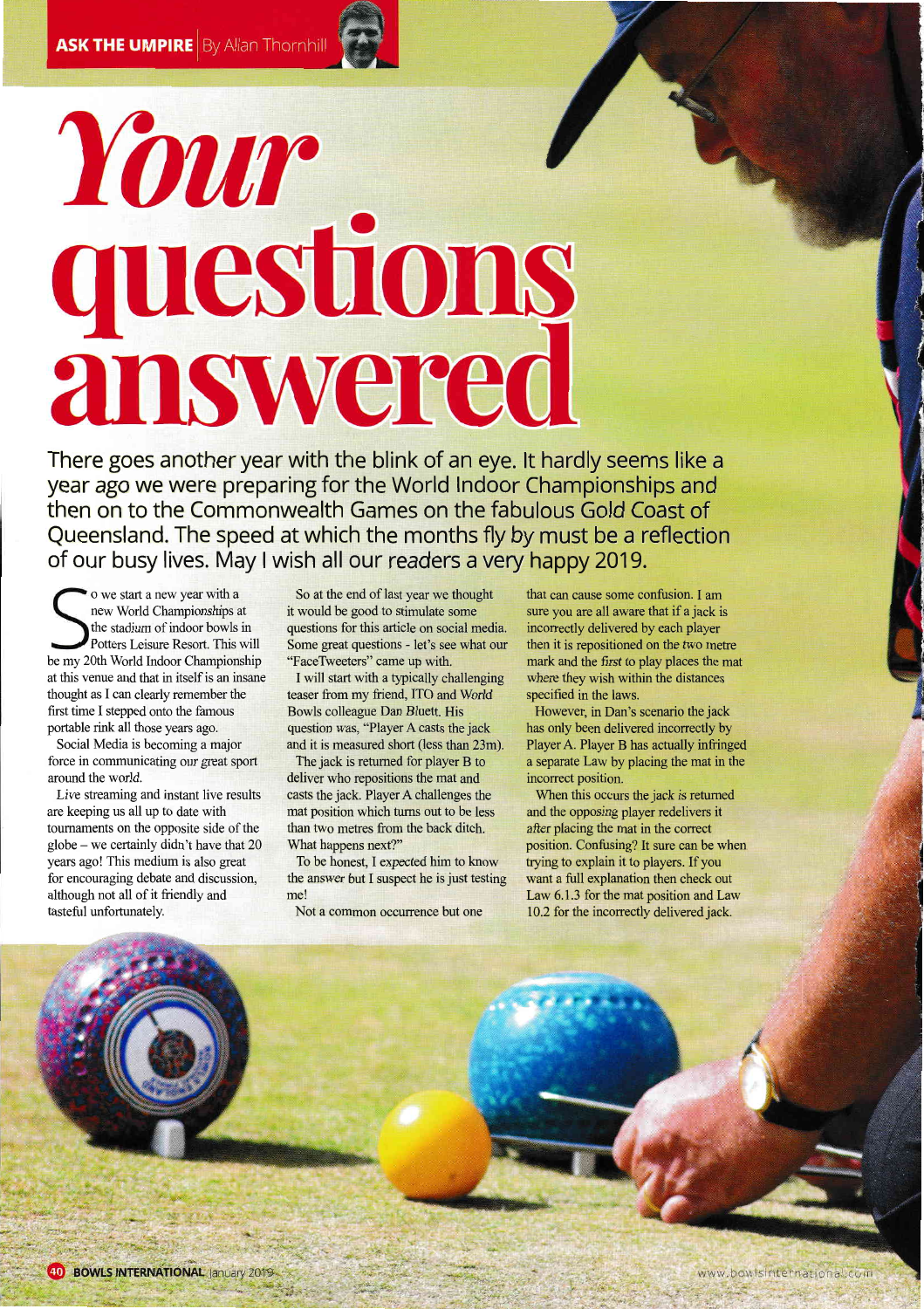ASK THE UMPIRE | By Allan Thornhill

# Your questions answered

There goes another year with the blink of an eye. It hardly seems like a year ago we were preparing for the World Indoor Championships and then on to the Commonwealth Games on the fabulous Gold Coast of Queensland. The speed at which the months fly by must be a reflection of our busy lives. May I wish all our readers a very happy 2019.

So we start a new year with a new World Championships at the stadium of indoor bowls in Potters Leisure Resort. This will be my 20th World Indoor Championship at this venue and that in itself is an insane thought as I can clearly remember the first time I stepped onto the famous portable rink all those years ago.

Social Media is becoming a major force in communicating our great sport around the world.

Live streaming and instant live results are keeping us all up to date with tournaments on the opposite side of the globe – we certainly didn't have that 20 years ago! This medium is also great for encouraging debate and discussion, although not all of it friendly and tasteful unfortunately.

So at the end of last year we thought it would be good to stimulate some questions for this article on social media. Some great questions - let's see what our "FaceTweeters" came up with.

I will start with a typically challenging teaser from my friend, ITO and World Bowls colleague Dan Bluett. His question was, "Player A casts the jack and it is measured short (less than 23m). The jack is returned for player B to deliver who repositions the mat and casts the jack. Player A challenges the mat position which turns out to be less than two metres from the back ditch. What happens next?"

To be honest, I expected him to know the answer but I suspect he is just testing me!

Not a common occurrence but one that can cause some confusion. I am sure you are all aware that if a jack is incorrectly delivered by each player then it is repositioned on the two metre mark and the first to play places the mat where they wish within the distances specified in the laws.

However, in Dan's scenario the jack has only been delivered incorrectly by Player A. Player B has actually infringed a separate Law by placing the mat in the incorrect position.

When this occurs the jack is returned and the opposing player redelivers it after placing the mat in the correct position. Confusing? It sure can be when trying to explain it to players. If you want a full explanation then check out Law 6.1.3 for the mat position and Law 10.2 for the incorrectly delivered jack.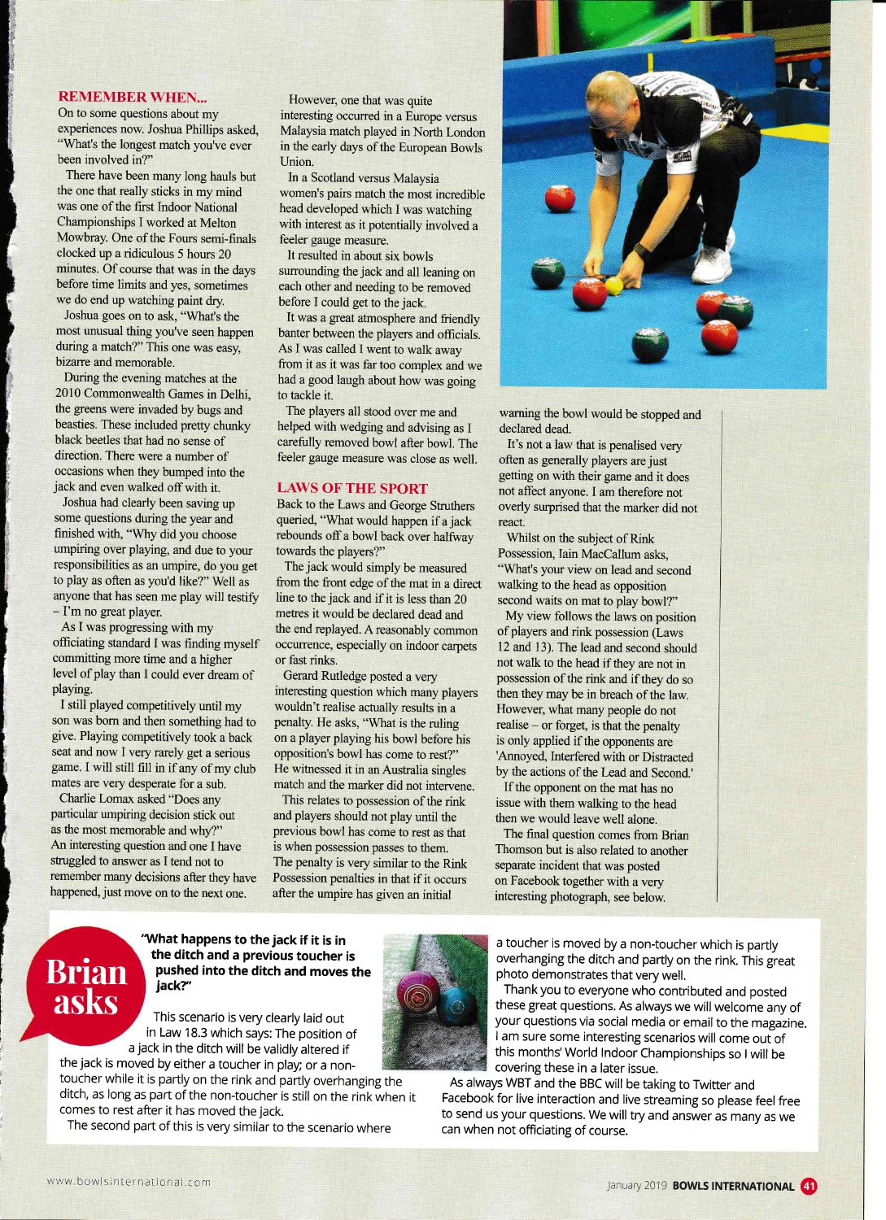## REMEMBER WHEN...

On to some questions about my experiences now. Joshua Phillips asked, "What's the longest match you've ever been involved in?"

There have been many long hauls but the one that really sticks in my mind was one of the first Indoor National Championships I worked at Melton Mowbray. One of the Fours semi-finals clocked up a ridiculous 5 hours 20 minutes. Of course that was in the days before time limits and yes, sometimes we do end up watching paint dry.

Joshua goes on to ask, "What's the most unusual thing you've seen happen during a match?" This one was easy, bizarre and memorable.

During the evening matches at the 2010 Commonwealth Games in Delhi, the greens were invaded by bugs and beasties. These included pretty chunky black beetles that had no sense of direction. There were a number of occasions when they bumped into the jack and even walked off with it.

Joshua had clearly been saving up some questions during the year and finished with, "Why did you choose umpiring over playing, and due to your responsibilities as an umpire, do you get to play as often as you'd like?" Well as anyone that has seen me play will testify – I'm no great player.

As I was progressing with my officiating standard I was finding myself committing more time and a higher level of play than I could ever dream of playing.

I still played competitively until my son was born and then something had to give. Playing competitively took a back seat and now I very rarely get a serious game. I will still fill in if any of my club mates are very desperate for a sub.

Charlie Lomax asked "Does any particular umpiring decision stick out as the most memorable and why?" An interesting question and one I have struggled to answer as I tend not to remember many decisions after they have happened, just move on to the next one.

However, one that was quite interesting occurred in a Europe versus Malaysia match played in North London in the early days of the European Bowls Union.

In a Scotland versus Malaysia women's pairs match the most incredible head developed which I was watching with interest as it potentially involved a feeler gauge measure.

It resulted in about six bowls surrounding the jack and all leaning on each other and needing to be removed before I could get to the jack.

It was a great atmosphere and friendly banter between the players and officials. As I was called I went to walk away from it as it was far too complex and we had a good laugh about how was going to tackle it.

The players all stood over me and helped with wedging and advising as I carefully removed bowl after bowl. The feeler gauge measure was close as well.

## LAWS OF THE SPORT

Back to the Laws and George Struthers queried, "What would happen if a jack rebounds off a bowl back over halfway towards the players?"

The jack would simply be measured from the front edge of the mat in a direct line to the jack and if it is less than 20 metres it would be declared dead and the end replayed. A reasonably common occurrence, especially on indoor carpets or fast rinks.

Gerard Rutledge posted a very interesting question which many players wouldn't realise actually results in a penalty. He asks, "What is the ruling on a player playing his bowl before his opposition's bowl has come to rest?" He witnessed it in an Australia singles match and the marker did not intervene.

This relates to possession of the rink and players should not play until the previous bowl has come to rest as that is when possession passes to them. The penalty is very similar to the Rink Possession penalties in that if it occurs after the umpire has given an initial warning the bowl would be stopped and declared dead.

It's not a law that is penalised very often as generally players are just getting on with their game and it does not affect anyone. I am therefore not overly surprised that the marker did not react.

Whilst on the subject of Rink Possession, Iain MacCallum asks, "What's your view on lead and second walking to the head as opposition second waits on mat to play bowl?"

My view follows the laws on position of players and rink possession (Laws 12 and 13). The lead and second should not walk to the head if they are not in possession of the rink and if they do so then they may be in breach of the law. However, what many people do not realise – or forget, is that the penalty is only applied if the opponents are 'Annoyed, Interfered with or Distracted by the actions of the Lead and Second.'

If the opponent on the mat has no issue with them walking to the head then we would leave well alone.

The final question comes from Brian Thomson but is also related to another separate incident that was posted on Facebook together with a very interesting photograph, see below.

## Brian asks

**"What happens to the jack if it is in the ditch and a previous toucher is pushed into the ditch and moves the jack?"**

This scenario is very clearly laid out in Law 18.3 which says: The position of a jack in the ditch will be validly altered if the jack is moved by either a toucher in play; or a non-toucher while it is partly on the rink and partly overhanging the ditch, as long as part of the non-toucher is still on the rink when it comes to rest after it has moved the jack.

The second part of this is very similar to the scenario where a toucher is moved by a non-toucher which is partly overhanging the ditch and partly on the rink. This great photo demonstrates that very well.

Thank you to everyone who contributed and posted these great questions. As always we will welcome any of your questions via social media or email to the magazine. I am sure some interesting scenarios will come out of this months' World Indoor Championships so I will be covering these in a later issue.

As always WBT and the BBC will be taking to Twitter and Facebook for live interaction and live streaming so please feel free to send us your questions. We will try and answer as many as we can when not officiating of course.